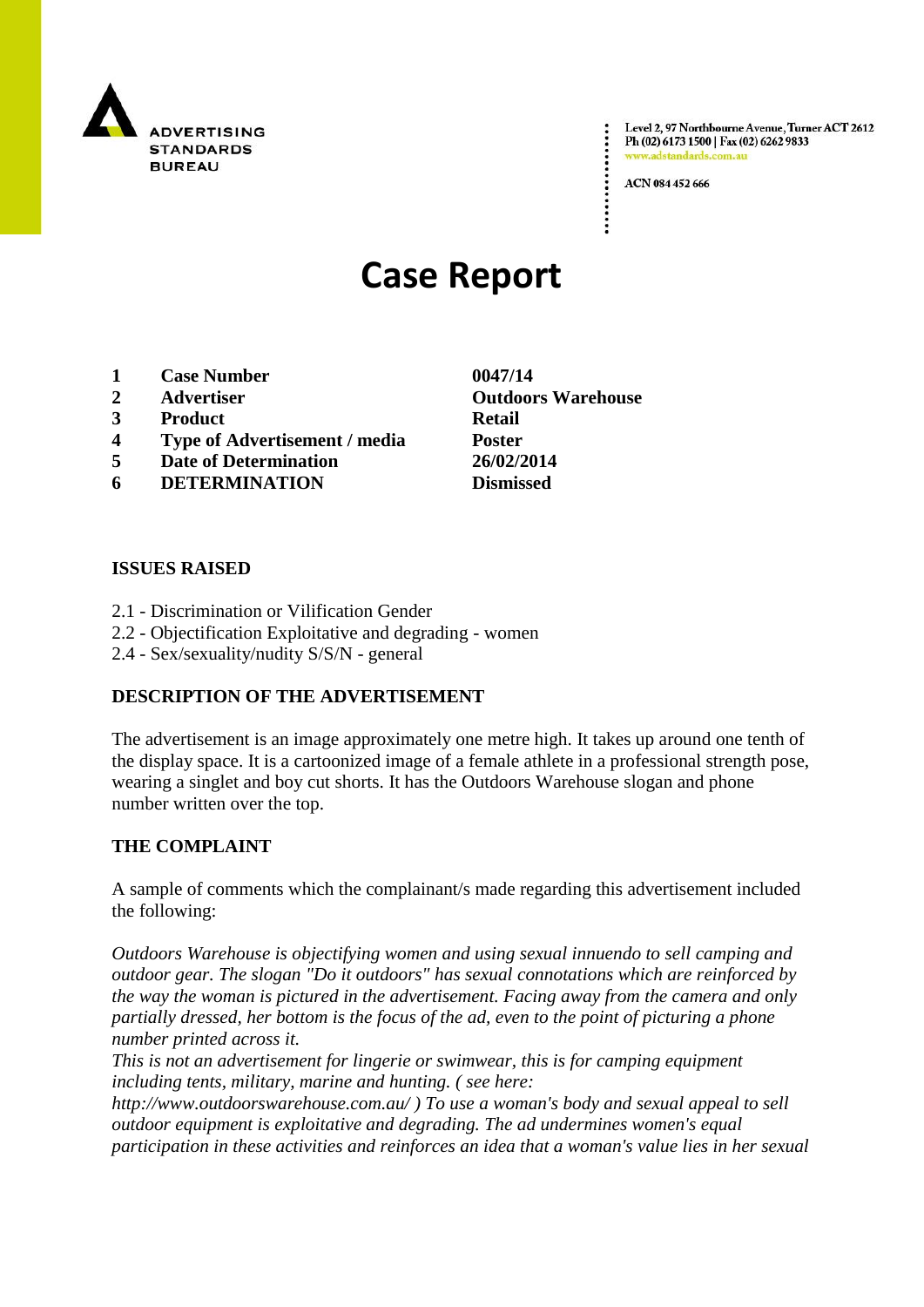ADVERTISING STANDARDS BUREAU

Level 2, 97 Northbourne Avenue, Turner ACT 2612
Ph (02) 6173 1500 | Fax (02) 6262 9833
www.adstandards.com.au

ACN 084 452 666

# Case Report

| | | |
|---|---|---|
| 1 | **Case Number** | **0047/14** |
| 2 | **Advertiser** | **Outdoors Warehouse** |
| 3 | **Product** | **Retail** |
| 4 | **Type of Advertisement / media** | **Poster** |
| 5 | **Date of Determination** | **26/02/2014** |
| 6 | **DETERMINATION** | **Dismissed** |

## ISSUES RAISED

2.1 - Discrimination or Vilification Gender
2.2 - Objectification Exploitative and degrading - women
2.4 - Sex/sexuality/nudity S/S/N - general

## DESCRIPTION OF THE ADVERTISEMENT

The advertisement is an image approximately one metre high. It takes up around one tenth of the display space. It is a cartoonized image of a female athlete in a professional strength pose, wearing a singlet and boy cut shorts. It has the Outdoors Warehouse slogan and phone number written over the top.

## THE COMPLAINT

A sample of comments which the complainant/s made regarding this advertisement included the following:

*Outdoors Warehouse is objectifying women and using sexual innuendo to sell camping and outdoor gear. The slogan "Do it outdoors" has sexual connotations which are reinforced by the way the woman is pictured in the advertisement. Facing away from the camera and only partially dressed, her bottom is the focus of the ad, even to the point of picturing a phone number printed across it.*
*This is not an advertisement for lingerie or swimwear, this is for camping equipment including tents, military, marine and hunting. ( see here: http://www.outdoorswarehouse.com.au/ ) To use a woman's body and sexual appeal to sell outdoor equipment is exploitative and degrading. The ad undermines women's equal participation in these activities and reinforces an idea that a woman's value lies in her sexual*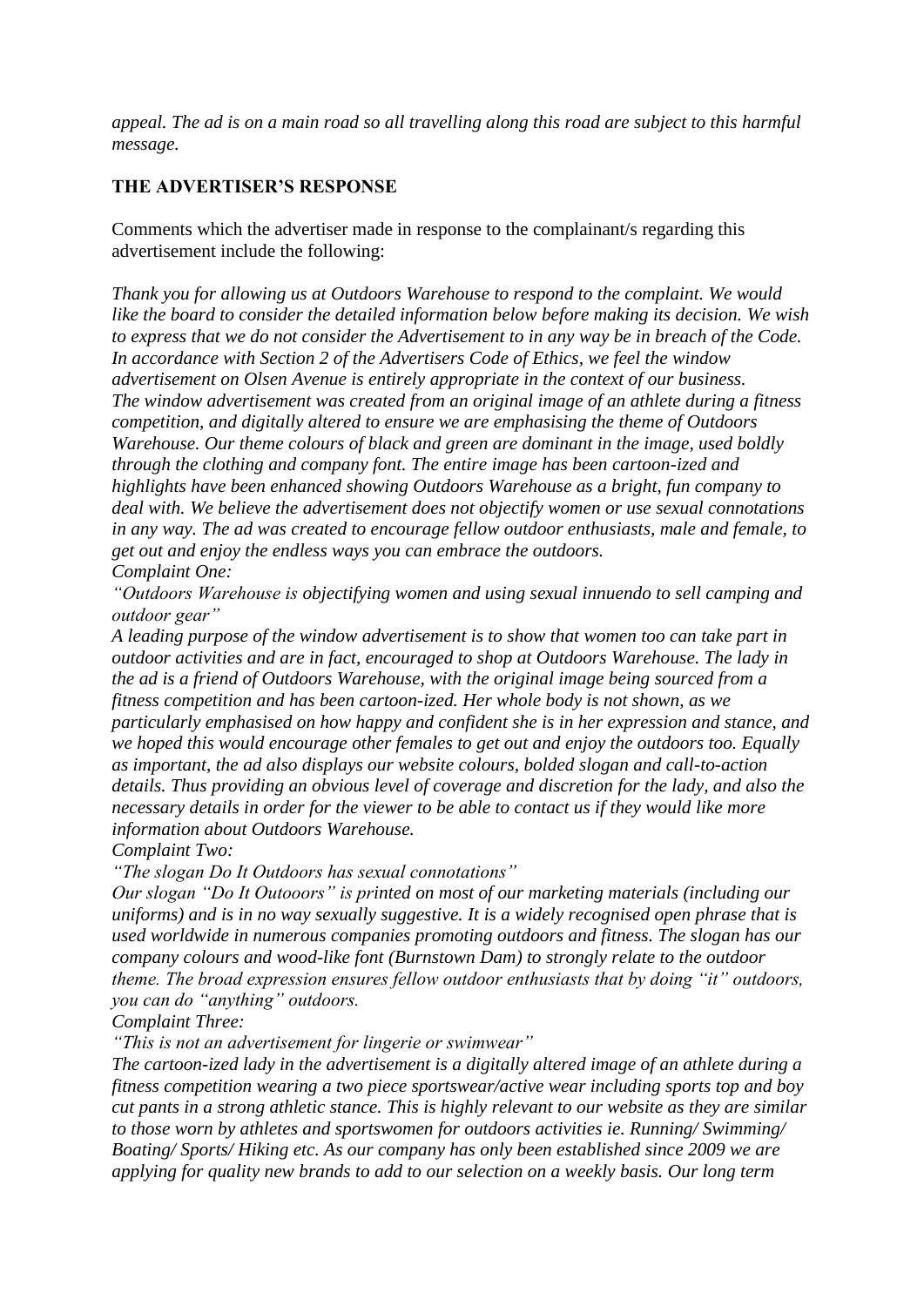*appeal. The ad is on a main road so all travelling along this road are subject to this harmful message.*

**THE ADVERTISER'S RESPONSE**

Comments which the advertiser made in response to the complainant/s regarding this advertisement include the following:

*Thank you for allowing us at Outdoors Warehouse to respond to the complaint. We would like the board to consider the detailed information below before making its decision. We wish to express that we do not consider the Advertisement to in any way be in breach of the Code. In accordance with Section 2 of the Advertisers Code of Ethics, we feel the window advertisement on Olsen Avenue is entirely appropriate in the context of our business. The window advertisement was created from an original image of an athlete during a fitness competition, and digitally altered to ensure we are emphasising the theme of Outdoors Warehouse. Our theme colours of black and green are dominant in the image, used boldly through the clothing and company font. The entire image has been cartoon-ized and highlights have been enhanced showing Outdoors Warehouse as a bright, fun company to deal with. We believe the advertisement does not objectify women or use sexual connotations in any way. The ad was created to encourage fellow outdoor enthusiasts, male and female, to get out and enjoy the endless ways you can embrace the outdoors.*

*Complaint One:*

*"Outdoors Warehouse is objectifying women and using sexual innuendo to sell camping and outdoor gear"*

*A leading purpose of the window advertisement is to show that women too can take part in outdoor activities and are in fact, encouraged to shop at Outdoors Warehouse. The lady in the ad is a friend of Outdoors Warehouse, with the original image being sourced from a fitness competition and has been cartoon-ized. Her whole body is not shown, as we particularly emphasised on how happy and confident she is in her expression and stance, and we hoped this would encourage other females to get out and enjoy the outdoors too. Equally as important, the ad also displays our website colours, bolded slogan and call-to-action details. Thus providing an obvious level of coverage and discretion for the lady, and also the necessary details in order for the viewer to be able to contact us if they would like more information about Outdoors Warehouse.*

*Complaint Two:*

*"The slogan Do It Outdoors has sexual connotations"*

*Our slogan "Do It Outooors" is printed on most of our marketing materials (including our uniforms) and is in no way sexually suggestive. It is a widely recognised open phrase that is used worldwide in numerous companies promoting outdoors and fitness. The slogan has our company colours and wood-like font (Burnstown Dam) to strongly relate to the outdoor theme. The broad expression ensures fellow outdoor enthusiasts that by doing "it" outdoors, you can do "anything" outdoors.*

*Complaint Three:*

*"This is not an advertisement for lingerie or swimwear"*

*The cartoon-ized lady in the advertisement is a digitally altered image of an athlete during a fitness competition wearing a two piece sportswear/active wear including sports top and boy cut pants in a strong athletic stance. This is highly relevant to our website as they are similar to those worn by athletes and sportswomen for outdoors activities ie. Running/ Swimming/ Boating/ Sports/ Hiking etc. As our company has only been established since 2009 we are applying for quality new brands to add to our selection on a weekly basis. Our long term*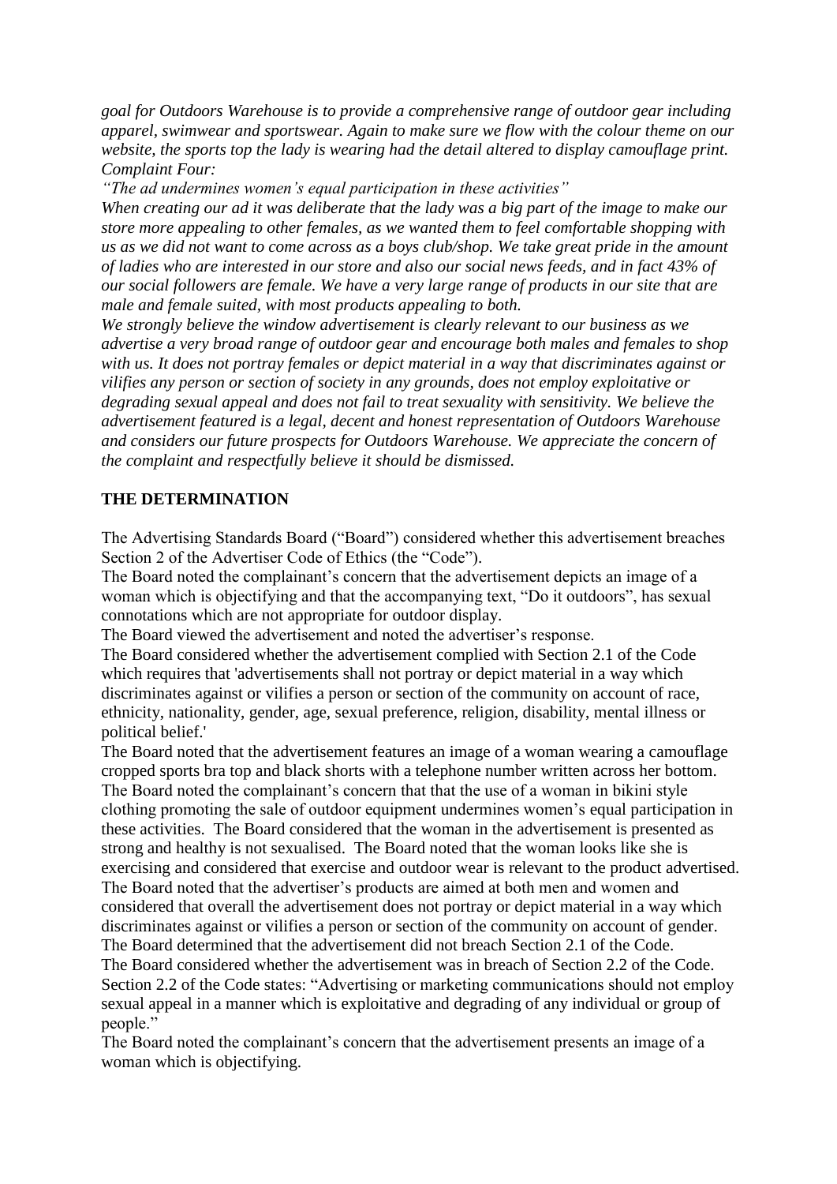*goal for Outdoors Warehouse is to provide a comprehensive range of outdoor gear including apparel, swimwear and sportswear. Again to make sure we flow with the colour theme on our website, the sports top the lady is wearing had the detail altered to display camouflage print.*
*Complaint Four:*
*"The ad undermines women's equal participation in these activities"*
*When creating our ad it was deliberate that the lady was a big part of the image to make our store more appealing to other females, as we wanted them to feel comfortable shopping with us as we did not want to come across as a boys club/shop. We take great pride in the amount of ladies who are interested in our store and also our social news feeds, and in fact 43% of our social followers are female. We have a very large range of products in our site that are male and female suited, with most products appealing to both.*
*We strongly believe the window advertisement is clearly relevant to our business as we advertise a very broad range of outdoor gear and encourage both males and females to shop with us. It does not portray females or depict material in a way that discriminates against or vilifies any person or section of society in any grounds, does not employ exploitative or degrading sexual appeal and does not fail to treat sexuality with sensitivity. We believe the advertisement featured is a legal, decent and honest representation of Outdoors Warehouse and considers our future prospects for Outdoors Warehouse. We appreciate the concern of the complaint and respectfully believe it should be dismissed.*

## THE DETERMINATION

The Advertising Standards Board ("Board") considered whether this advertisement breaches Section 2 of the Advertiser Code of Ethics (the "Code").
The Board noted the complainant's concern that the advertisement depicts an image of a woman which is objectifying and that the accompanying text, "Do it outdoors", has sexual connotations which are not appropriate for outdoor display.
The Board viewed the advertisement and noted the advertiser's response.
The Board considered whether the advertisement complied with Section 2.1 of the Code which requires that 'advertisements shall not portray or depict material in a way which discriminates against or vilifies a person or section of the community on account of race, ethnicity, nationality, gender, age, sexual preference, religion, disability, mental illness or political belief.'
The Board noted that the advertisement features an image of a woman wearing a camouflage cropped sports bra top and black shorts with a telephone number written across her bottom.
The Board noted the complainant's concern that that the use of a woman in bikini style clothing promoting the sale of outdoor equipment undermines women's equal participation in these activities. The Board considered that the woman in the advertisement is presented as strong and healthy is not sexualised. The Board noted that the woman looks like she is exercising and considered that exercise and outdoor wear is relevant to the product advertised.
The Board noted that the advertiser's products are aimed at both men and women and considered that overall the advertisement does not portray or depict material in a way which discriminates against or vilifies a person or section of the community on account of gender.
The Board determined that the advertisement did not breach Section 2.1 of the Code.
The Board considered whether the advertisement was in breach of Section 2.2 of the Code.
Section 2.2 of the Code states: "Advertising or marketing communications should not employ sexual appeal in a manner which is exploitative and degrading of any individual or group of people."
The Board noted the complainant's concern that the advertisement presents an image of a woman which is objectifying.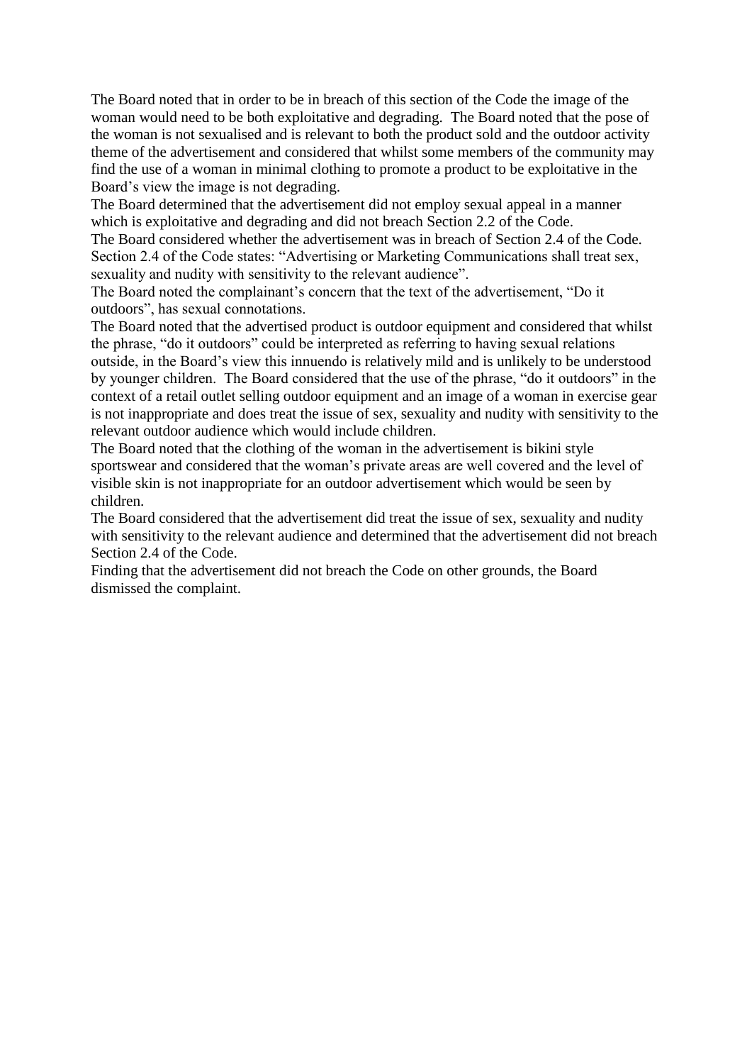The Board noted that in order to be in breach of this section of the Code the image of the woman would need to be both exploitative and degrading. The Board noted that the pose of the woman is not sexualised and is relevant to both the product sold and the outdoor activity theme of the advertisement and considered that whilst some members of the community may find the use of a woman in minimal clothing to promote a product to be exploitative in the Board's view the image is not degrading.

The Board determined that the advertisement did not employ sexual appeal in a manner which is exploitative and degrading and did not breach Section 2.2 of the Code.

The Board considered whether the advertisement was in breach of Section 2.4 of the Code. Section 2.4 of the Code states: "Advertising or Marketing Communications shall treat sex, sexuality and nudity with sensitivity to the relevant audience".

The Board noted the complainant's concern that the text of the advertisement, "Do it outdoors", has sexual connotations.

The Board noted that the advertised product is outdoor equipment and considered that whilst the phrase, "do it outdoors" could be interpreted as referring to having sexual relations outside, in the Board's view this innuendo is relatively mild and is unlikely to be understood by younger children. The Board considered that the use of the phrase, "do it outdoors" in the context of a retail outlet selling outdoor equipment and an image of a woman in exercise gear is not inappropriate and does treat the issue of sex, sexuality and nudity with sensitivity to the relevant outdoor audience which would include children.

The Board noted that the clothing of the woman in the advertisement is bikini style sportswear and considered that the woman's private areas are well covered and the level of visible skin is not inappropriate for an outdoor advertisement which would be seen by children.

The Board considered that the advertisement did treat the issue of sex, sexuality and nudity with sensitivity to the relevant audience and determined that the advertisement did not breach Section 2.4 of the Code.

Finding that the advertisement did not breach the Code on other grounds, the Board dismissed the complaint.